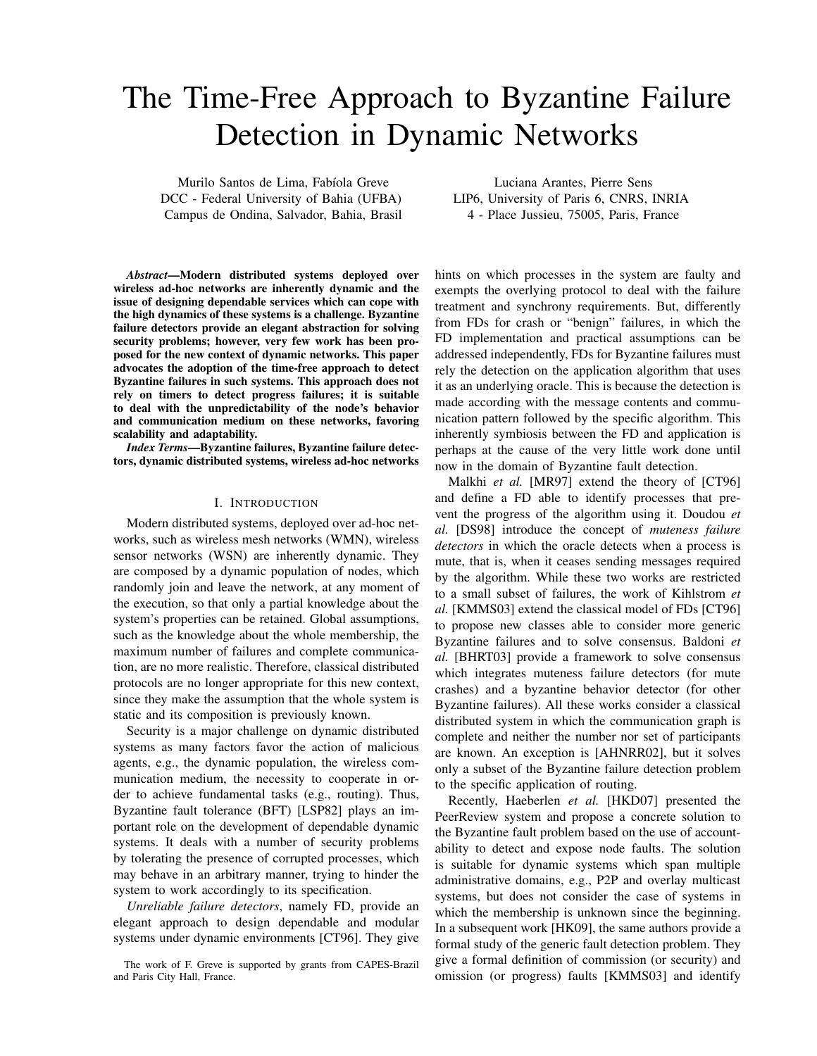# The Time-Free Approach to Byzantine Failure Detection in Dynamic Networks

Murilo Santos de Lima, Fabíola Greve
DCC - Federal University of Bahia (UFBA)
Campus de Ondina, Salvador, Bahia, Brasil

Luciana Arantes, Pierre Sens
LIP6, University of Paris 6, CNRS, INRIA
4 - Place Jussieu, 75005, Paris, France

***Abstract*—Modern distributed systems deployed over wireless ad-hoc networks are inherently dynamic and the issue of designing dependable services which can cope with the high dynamics of these systems is a challenge. Byzantine failure detectors provide an elegant abstraction for solving security problems; however, very few work has been proposed for the new context of dynamic networks. This paper advocates the adoption of the time-free approach to detect Byzantine failures in such systems. This approach does not rely on timers to detect progress failures; it is suitable to deal with the unpredictability of the node's behavior and communication medium on these networks, favoring scalability and adaptability.**

***Index Terms*—Byzantine failures, Byzantine failure detectors, dynamic distributed systems, wireless ad-hoc networks**

## I. Introduction

Modern distributed systems, deployed over ad-hoc networks, such as wireless mesh networks (WMN), wireless sensor networks (WSN) are inherently dynamic. They are composed by a dynamic population of nodes, which randomly join and leave the network, at any moment of the execution, so that only a partial knowledge about the system's properties can be retained. Global assumptions, such as the knowledge about the whole membership, the maximum number of failures and complete communication, are no more realistic. Therefore, classical distributed protocols are no longer appropriate for this new context, since they make the assumption that the whole system is static and its composition is previously known.

Security is a major challenge on dynamic distributed systems as many factors favor the action of malicious agents, e.g., the dynamic population, the wireless communication medium, the necessity to cooperate in order to achieve fundamental tasks (e.g., routing). Thus, Byzantine fault tolerance (BFT) [LSP82] plays an important role on the development of dependable dynamic systems. It deals with a number of security problems by tolerating the presence of corrupted processes, which may behave in an arbitrary manner, trying to hinder the system to work accordingly to its specification.

*Unreliable failure detectors*, namely FD, provide an elegant approach to design dependable and modular systems under dynamic environments [CT96]. They give hints on which processes in the system are faulty and exempts the overlying protocol to deal with the failure treatment and synchrony requirements. But, differently from FDs for crash or "benign" failures, in which the FD implementation and practical assumptions can be addressed independently, FDs for Byzantine failures must rely the detection on the application algorithm that uses it as an underlying oracle. This is because the detection is made according with the message contents and communication pattern followed by the specific algorithm. This inherently symbiosis between the FD and application is perhaps at the cause of the very little work done until now in the domain of Byzantine fault detection.

Malkhi *et al.* [MR97] extend the theory of [CT96] and define a FD able to identify processes that prevent the progress of the algorithm using it. Doudou *et al.* [DS98] introduce the concept of *muteness failure detectors* in which the oracle detects when a process is mute, that is, when it ceases sending messages required by the algorithm. While these two works are restricted to a small subset of failures, the work of Kihlstrom *et al.* [KMMS03] extend the classical model of FDs [CT96] to propose new classes able to consider more generic Byzantine failures and to solve consensus. Baldoni *et al.* [BHRT03] provide a framework to solve consensus which integrates muteness failure detectors (for mute crashes) and a byzantine behavior detector (for other Byzantine failures). All these works consider a classical distributed system in which the communication graph is complete and neither the number nor set of participants are known. An exception is [AHNRR02], but it solves only a subset of the Byzantine failure detection problem to the specific application of routing.

Recently, Haeberlen *et al.* [HKD07] presented the PeerReview system and propose a concrete solution to the Byzantine fault problem based on the use of accountability to detect and expose node faults. The solution is suitable for dynamic systems which span multiple administrative domains, e.g., P2P and overlay multicast systems, but does not consider the case of systems in which the membership is unknown since the beginning. In a subsequent work [HK09], the same authors provide a formal study of the generic fault detection problem. They give a formal definition of commission (or security) and omission (or progress) faults [KMMS03] and identify

The work of F. Greve is supported by grants from CAPES-Brazil and Paris City Hall, France.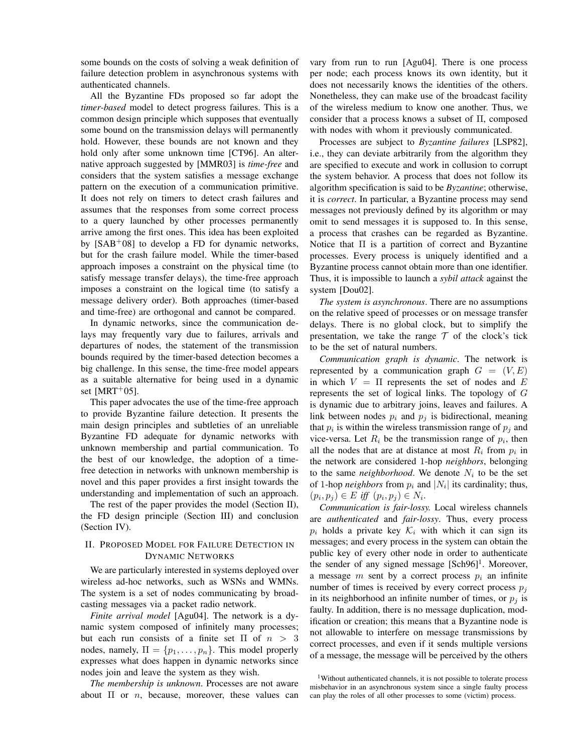some bounds on the costs of solving a weak definition of failure detection problem in asynchronous systems with authenticated channels.

All the Byzantine FDs proposed so far adopt the *timer-based* model to detect progress failures. This is a common design principle which supposes that eventually some bound on the transmission delays will permanently hold. However, these bounds are not known and they hold only after some unknown time [CT96]. An alternative approach suggested by [MMR03] is *time-free* and considers that the system satisfies a message exchange pattern on the execution of a communication primitive. It does not rely on timers to detect crash failures and assumes that the responses from some correct process to a query launched by other processes permanently arrive among the first ones. This idea has been exploited by [SAB+08] to develop a FD for dynamic networks, but for the crash failure model. While the timer-based approach imposes a constraint on the physical time (to satisfy message transfer delays), the time-free approach imposes a constraint on the logical time (to satisfy a message delivery order). Both approaches (timer-based and time-free) are orthogonal and cannot be compared.

In dynamic networks, since the communication delays may frequently vary due to failures, arrivals and departures of nodes, the statement of the transmission bounds required by the timer-based detection becomes a big challenge. In this sense, the time-free model appears as a suitable alternative for being used in a dynamic set [MRT+05].

This paper advocates the use of the time-free approach to provide Byzantine failure detection. It presents the main design principles and subtleties of an unreliable Byzantine FD adequate for dynamic networks with unknown membership and partial communication. To the best of our knowledge, the adoption of a time-free detection in networks with unknown membership is novel and this paper provides a first insight towards the understanding and implementation of such an approach.

The rest of the paper provides the model (Section II), the FD design principle (Section III) and conclusion (Section IV).

## II. Proposed Model for Failure Detection in Dynamic Networks

We are particularly interested in systems deployed over wireless ad-hoc networks, such as WSNs and WMNs. The system is a set of nodes communicating by broadcasting messages via a packet radio network.

*Finite arrival model* [Agu04]. The network is a dynamic system composed of infinitely many processes; but each run consists of a finite set $\Pi$ of $n > 3$ nodes, namely, $\Pi = \{p_1, \ldots, p_n\}$. This model properly expresses what does happen in dynamic networks since nodes join and leave the system as they wish.

*The membership is unknown*. Processes are not aware about $\Pi$ or $n$, because, moreover, these values can vary from run to run [Agu04]. There is one process per node; each process knows its own identity, but it does not necessarily knows the identities of the others. Nonetheless, they can make use of the broadcast facility of the wireless medium to know one another. Thus, we consider that a process knows a subset of $\Pi$, composed with nodes with whom it previously communicated.

Processes are subject to *Byzantine failures* [LSP82], i.e., they can deviate arbitrarily from the algorithm they are specified to execute and work in collusion to corrupt the system behavior. A process that does not follow its algorithm specification is said to be *Byzantine*; otherwise, it is *correct*. In particular, a Byzantine process may send messages not previously defined by its algorithm or may omit to send messages it is supposed to. In this sense, a process that crashes can be regarded as Byzantine. Notice that $\Pi$ is a partition of correct and Byzantine processes. Every process is uniquely identified and a Byzantine process cannot obtain more than one identifier. Thus, it is impossible to launch a *sybil attack* against the system [Dou02].

*The system is asynchronous*. There are no assumptions on the relative speed of processes or on message transfer delays. There is no global clock, but to simplify the presentation, we take the range $\mathcal{T}$ of the clock's tick to be the set of natural numbers.

*Communication graph is dynamic*. The network is represented by a communication graph $G = (V, E)$ in which $V = \Pi$ represents the set of nodes and $E$ represents the set of logical links. The topology of $G$ is dynamic due to arbitrary joins, leaves and failures. A link between nodes $p_i$ and $p_j$ is bidirectional, meaning that $p_i$ is within the wireless transmission range of $p_j$ and vice-versa. Let $R_i$ be the transmission range of $p_i$, then all the nodes that are at distance at most $R_i$ from $p_i$ in the network are considered 1-hop *neighbors*, belonging to the same *neighborhood*. We denote $N_i$ to be the set of 1-hop *neighbors* from $p_i$ and $|N_i|$ its cardinality; thus, $(p_i, p_j) \in E$ *iff* $(p_i, p_j) \in N_i$.

*Communication is fair-lossy.* Local wireless channels are *authenticated* and *fair-lossy*. Thus, every process $p_i$ holds a private key $\mathcal{K}_i$ with which it can sign its messages; and every process in the system can obtain the public key of every other node in order to authenticate the sender of any signed message [Sch96][1]. Moreover, a message $m$ sent by a correct process $p_i$ an infinite number of times is received by every correct process $p_j$ in its neighborhood an infinite number of times, or $p_j$ is faulty. In addition, there is no message duplication, modification or creation; this means that a Byzantine node is not allowable to interfere on message transmissions by correct processes, and even if it sends multiple versions of a message, the message will be perceived by the others

[1] Without authenticated channels, it is not possible to tolerate process misbehavior in an asynchronous system since a single faulty process can play the roles of all other processes to some (victim) process.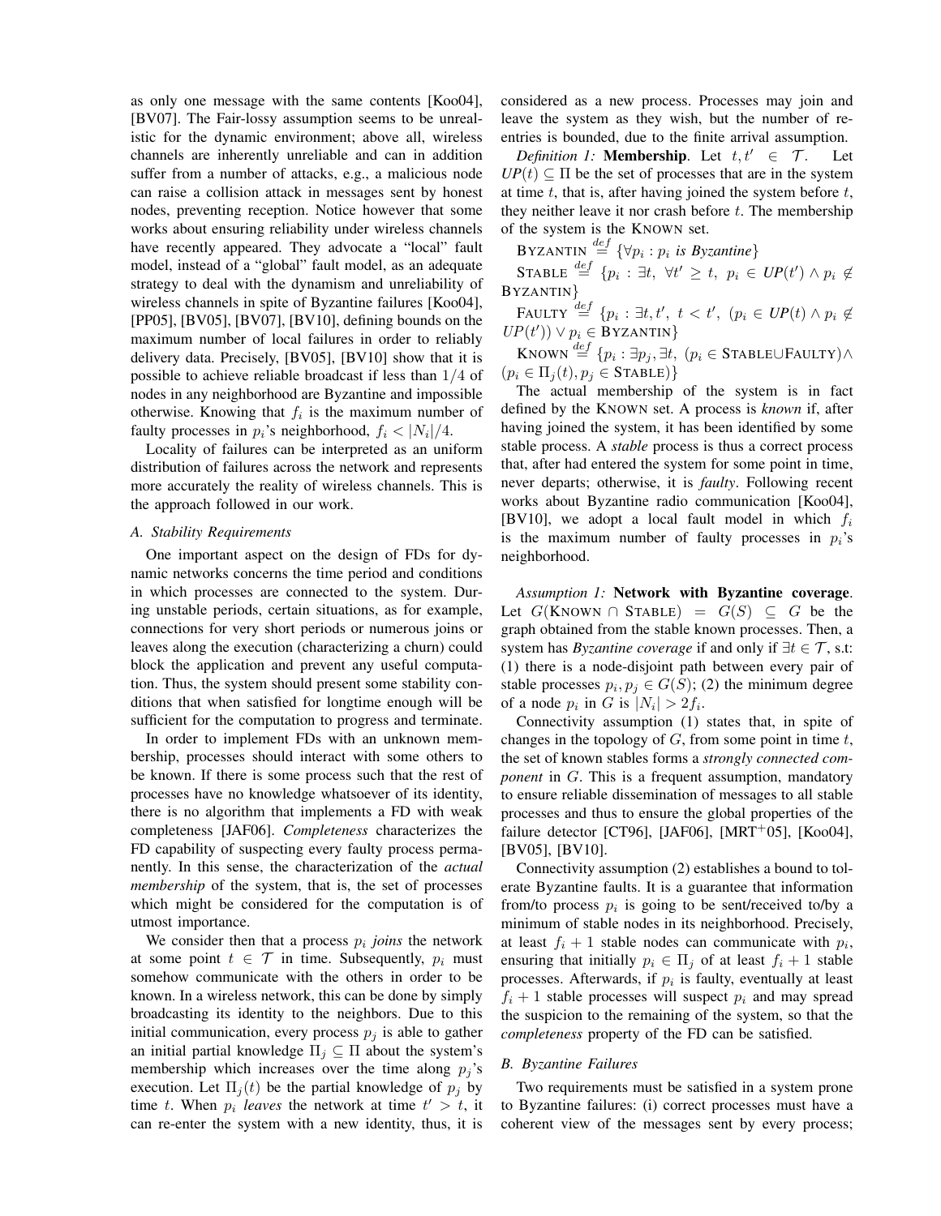as only one message with the same contents [Koo04], [BV07]. The Fair-lossy assumption seems to be unrealistic for the dynamic environment; above all, wireless channels are inherently unreliable and can in addition suffer from a number of attacks, e.g., a malicious node can raise a collision attack in messages sent by honest nodes, preventing reception. Notice however that some works about ensuring reliability under wireless channels have recently appeared. They advocate a "local" fault model, instead of a "global" fault model, as an adequate strategy to deal with the dynamism and unreliability of wireless channels in spite of Byzantine failures [Koo04], [PP05], [BV05], [BV07], [BV10], defining bounds on the maximum number of local failures in order to reliably delivery data. Precisely, [BV05], [BV10] show that it is possible to achieve reliable broadcast if less than $1/4$ of nodes in any neighborhood are Byzantine and impossible otherwise. Knowing that $f_i$ is the maximum number of faulty processes in $p_i$'s neighborhood, $f_i < |N_i|/4$.

Locality of failures can be interpreted as an uniform distribution of failures across the network and represents more accurately the reality of wireless channels. This is the approach followed in our work.

### A. Stability Requirements

One important aspect on the design of FDs for dynamic networks concerns the time period and conditions in which processes are connected to the system. During unstable periods, certain situations, as for example, connections for very short periods or numerous joins or leaves along the execution (characterizing a churn) could block the application and prevent any useful computation. Thus, the system should present some stability conditions that when satisfied for longtime enough will be sufficient for the computation to progress and terminate.

In order to implement FDs with an unknown membership, processes should interact with some others to be known. If there is some process such that the rest of processes have no knowledge whatsoever of its identity, there is no algorithm that implements a FD with weak completeness [JAF06]. *Completeness* characterizes the FD capability of suspecting every faulty process permanently. In this sense, the characterization of the *actual membership* of the system, that is, the set of processes which might be considered for the computation is of utmost importance.

We consider then that a process $p_i$ *joins* the network at some point $t \in \mathcal{T}$ in time. Subsequently, $p_i$ must somehow communicate with the others in order to be known. In a wireless network, this can be done by simply broadcasting its identity to the neighbors. Due to this initial communication, every process $p_j$ is able to gather an initial partial knowledge $\Pi_j \subseteq \Pi$ about the system's membership which increases over the time along $p_j$'s execution. Let $\Pi_j(t)$ be the partial knowledge of $p_j$ by time $t$. When $p_i$ *leaves* the network at time $t' > t$, it can re-enter the system with a new identity, thus, it is considered as a new process. Processes may join and leave the system as they wish, but the number of re-entries is bounded, due to the finite arrival assumption.

*Definition 1:* **Membership**. Let $t, t' \in \mathcal{T}$. Let $UP(t) \subseteq \Pi$ be the set of processes that are in the system at time $t$, that is, after having joined the system before $t$, they neither leave it nor crash before $t$. The membership of the system is the KNOWN set.

$\text{BYZANTIN} \stackrel{def}{=} \{\forall p_i : p_i \textit{ is Byzantine}\}$

$\text{STABLE} \stackrel{def}{=} \{p_i : \exists t,\ \forall t' \geq t,\ p_i \in UP(t') \wedge p_i \notin \text{BYZANTIN}\}$

$\text{FAULTY} \stackrel{def}{=} \{p_i : \exists t, t',\ t < t',\ (p_i \in UP(t) \wedge p_i \notin UP(t')) \vee p_i \in \text{BYZANTIN}\}$

$\text{KNOWN} \stackrel{def}{=} \{p_i : \exists p_j, \exists t,\ (p_i \in \text{STABLE} \cup \text{FAULTY}) \wedge (p_i \in \Pi_j(t), p_j \in \text{STABLE})\}$

The actual membership of the system is in fact defined by the KNOWN set. A process is *known* if, after having joined the system, it has been identified by some stable process. A *stable* process is thus a correct process that, after had entered the system for some point in time, never departs; otherwise, it is *faulty*. Following recent works about Byzantine radio communication [Koo04], [BV10], we adopt a local fault model in which $f_i$ is the maximum number of faulty processes in $p_i$'s neighborhood.

*Assumption 1:* **Network with Byzantine coverage**. Let $G(\text{KNOWN} \cap \text{STABLE}) = G(S) \subseteq G$ be the graph obtained from the stable known processes. Then, a system has *Byzantine coverage* if and only if $\exists t \in \mathcal{T}$, s.t: (1) there is a node-disjoint path between every pair of stable processes $p_i, p_j \in G(S)$; (2) the minimum degree of a node $p_i$ in $G$ is $|N_i| > 2f_i$.

Connectivity assumption (1) states that, in spite of changes in the topology of $G$, from some point in time $t$, the set of known stables forms a *strongly connected component* in $G$. This is a frequent assumption, mandatory to ensure reliable dissemination of messages to all stable processes and thus to ensure the global properties of the failure detector [CT96], [JAF06], [MRT[+]05], [Koo04], [BV05], [BV10].

Connectivity assumption (2) establishes a bound to tolerate Byzantine faults. It is a guarantee that information from/to process $p_i$ is going to be sent/received to/by a minimum of stable nodes in its neighborhood. Precisely, at least $f_i + 1$ stable nodes can communicate with $p_i$, ensuring that initially $p_i \in \Pi_j$ of at least $f_i + 1$ stable processes. Afterwards, if $p_i$ is faulty, eventually at least $f_i + 1$ stable processes will suspect $p_i$ and may spread the suspicion to the remaining of the system, so that the *completeness* property of the FD can be satisfied.

### B. Byzantine Failures

Two requirements must be satisfied in a system prone to Byzantine failures: (i) correct processes must have a coherent view of the messages sent by every process;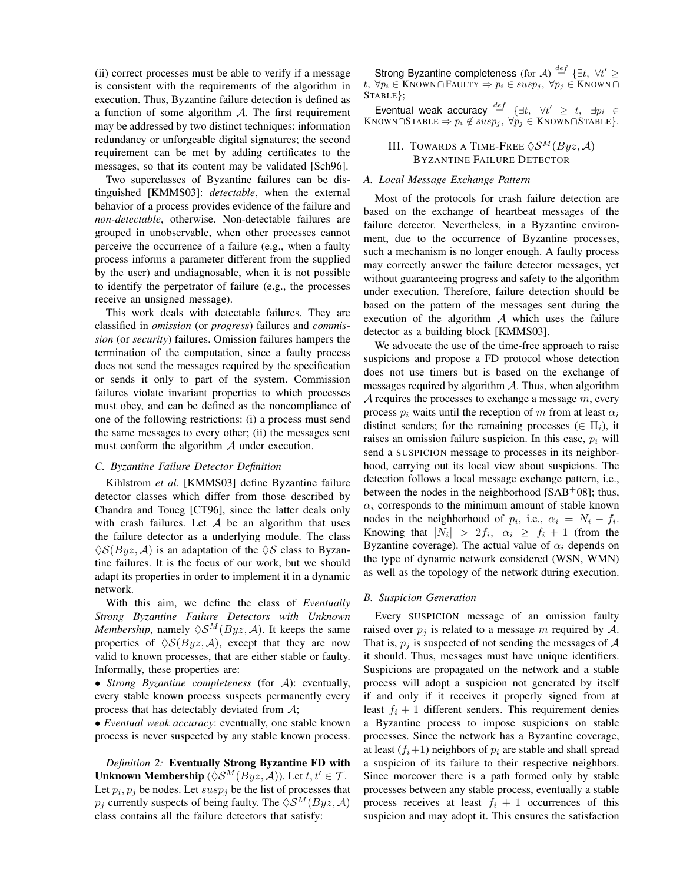(ii) correct processes must be able to verify if a message is consistent with the requirements of the algorithm in execution. Thus, Byzantine failure detection is defined as a function of some algorithm $\mathcal{A}$. The first requirement may be addressed by two distinct techniques: information redundancy or unforgeable digital signatures; the second requirement can be met by adding certificates to the messages, so that its content may be validated [Sch96].

Two superclasses of Byzantine failures can be distinguished [KMMS03]: *detectable*, when the external behavior of a process provides evidence of the failure and *non-detectable*, otherwise. Non-detectable failures are grouped in unobservable, when other processes cannot perceive the occurrence of a failure (e.g., when a faulty process informs a parameter different from the supplied by the user) and undiagnosable, when it is not possible to identify the perpetrator of failure (e.g., the processes receive an unsigned message).

This work deals with detectable failures. They are classified in *omission* (or *progress*) failures and *commission* (or *security*) failures. Omission failures hampers the termination of the computation, since a faulty process does not send the messages required by the specification or sends it only to part of the system. Commission failures violate invariant properties to which processes must obey, and can be defined as the noncompliance of one of the following restrictions: (i) a process must send the same messages to every other; (ii) the messages sent must conform the algorithm $\mathcal{A}$ under execution.

### C. Byzantine Failure Detector Definition

Kihlstrom *et al.* [KMMS03] define Byzantine failure detector classes which differ from those described by Chandra and Toueg [CT96], since the latter deals only with crash failures. Let $\mathcal{A}$ be an algorithm that uses the failure detector as a underlying module. The class $\Diamond\mathcal{S}(Byz, \mathcal{A})$ is an adaptation of the $\Diamond\mathcal{S}$ class to Byzantine failures. It is the focus of our work, but we should adapt its properties in order to implement it in a dynamic network.

With this aim, we define the class of *Eventually Strong Byzantine Failure Detectors with Unknown Membership*, namely $\Diamond\mathcal{S}^M(Byz, \mathcal{A})$. It keeps the same properties of $\Diamond\mathcal{S}(Byz, \mathcal{A})$, except that they are now valid to known processes, that are either stable or faulty. Informally, these properties are:

- *Strong Byzantine completeness* (for $\mathcal{A}$): eventually, every stable known process suspects permanently every process that has detectably deviated from $\mathcal{A}$;
- *Eventual weak accuracy*: eventually, one stable known process is never suspected by any stable known process.

*Definition 2:* **Eventually Strong Byzantine FD with Unknown Membership** ($\Diamond\mathcal{S}^M(Byz, \mathcal{A})$). Let $t, t' \in \mathcal{T}$. Let $p_i, p_j$ be nodes. Let $susp_j$ be the list of processes that $p_j$ currently suspects of being faulty. The $\Diamond\mathcal{S}^M(Byz, \mathcal{A})$ class contains all the failure detectors that satisfy:

Strong Byzantine completeness (for $\mathcal{A}$) $\stackrel{def}{=} \{\exists t,\ \forall t' \geq t,\ \forall p_i \in \text{KNOWN} \cap \text{FAULTY} \Rightarrow p_i \in susp_j,\ \forall p_j \in \text{KNOWN} \cap \text{STABLE}\}$;

Eventual weak accuracy $\stackrel{def}{=} \{\exists t,\ \forall t' \geq t,\ \exists p_i \in \text{KNOWN} \cap \text{STABLE} \Rightarrow p_i \notin susp_j,\ \forall p_j \in \text{KNOWN} \cap \text{STABLE}\}$.

## III. Towards a Time-Free $\Diamond\mathcal{S}^M(Byz, \mathcal{A})$ Byzantine Failure Detector

### A. Local Message Exchange Pattern

Most of the protocols for crash failure detection are based on the exchange of heartbeat messages of the failure detector. Nevertheless, in a Byzantine environment, due to the occurrence of Byzantine processes, such a mechanism is no longer enough. A faulty process may correctly answer the failure detector messages, yet without guaranteeing progress and safety to the algorithm under execution. Therefore, failure detection should be based on the pattern of the messages sent during the execution of the algorithm $\mathcal{A}$ which uses the failure detector as a building block [KMMS03].

We advocate the use of the time-free approach to raise suspicions and propose a FD protocol whose detection does not use timers but is based on the exchange of messages required by algorithm $\mathcal{A}$. Thus, when algorithm $\mathcal{A}$ requires the processes to exchange a message $m$, every process $p_i$ waits until the reception of $m$ from at least $\alpha_i$ distinct senders; for the remaining processes ($\in \Pi_i$), it raises an omission failure suspicion. In this case, $p_i$ will send a SUSPICION message to processes in its neighborhood, carrying out its local view about suspicions. The detection follows a local message exchange pattern, i.e., between the nodes in the neighborhood [SAB[+]08]; thus, $\alpha_i$ corresponds to the minimum amount of stable known nodes in the neighborhood of $p_i$, i.e., $\alpha_i = N_i - f_i$. Knowing that $|N_i| > 2f_i$, $\alpha_i \geq f_i + 1$ (from the Byzantine coverage). The actual value of $\alpha_i$ depends on the type of dynamic network considered (WSN, WMN) as well as the topology of the network during execution.

### B. Suspicion Generation

Every SUSPICION message of an omission faulty raised over $p_j$ is related to a message $m$ required by $\mathcal{A}$. That is, $p_j$ is suspected of not sending the messages of $\mathcal{A}$ it should. Thus, messages must have unique identifiers. Suspicions are propagated on the network and a stable process will adopt a suspicion not generated by itself if and only if it receives it properly signed from at least $f_i + 1$ different senders. This requirement denies a Byzantine process to impose suspicions on stable processes. Since the network has a Byzantine coverage, at least $(f_i+1)$ neighbors of $p_i$ are stable and shall spread a suspicion of its failure to their respective neighbors. Since moreover there is a path formed only by stable processes between any stable process, eventually a stable process receives at least $f_i + 1$ occurrences of this suspicion and may adopt it. This ensures the satisfaction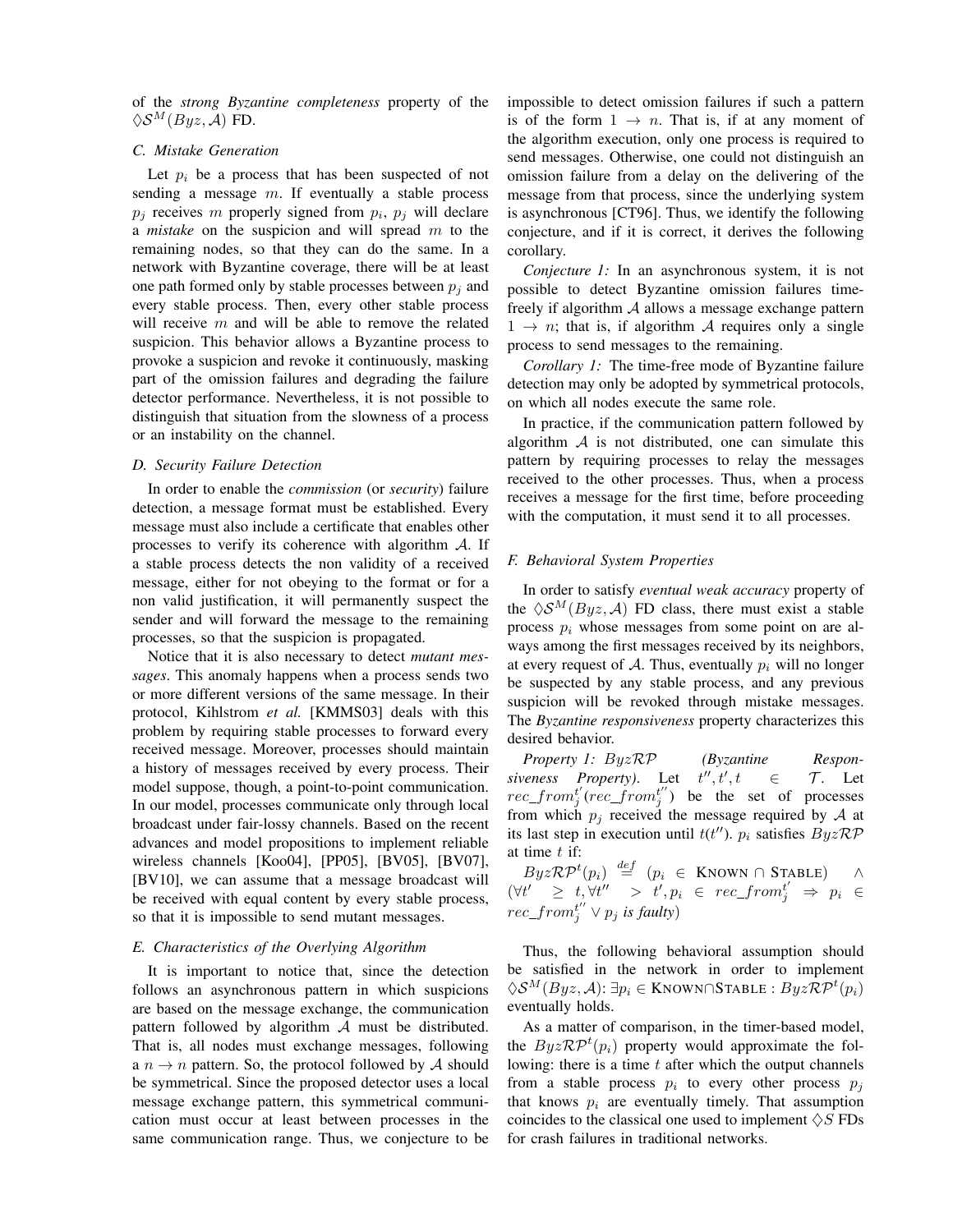of the *strong Byzantine completeness* property of the $\diamond\mathcal{S}^M(Byz,\mathcal{A})$ FD.

### C. Mistake Generation

Let $p_i$ be a process that has been suspected of not sending a message $m$. If eventually a stable process $p_j$ receives $m$ properly signed from $p_i$, $p_j$ will declare a *mistake* on the suspicion and will spread $m$ to the remaining nodes, so that they can do the same. In a network with Byzantine coverage, there will be at least one path formed only by stable processes between $p_j$ and every stable process. Then, every other stable process will receive $m$ and will be able to remove the related suspicion. This behavior allows a Byzantine process to provoke a suspicion and revoke it continuously, masking part of the omission failures and degrading the failure detector performance. Nevertheless, it is not possible to distinguish that situation from the slowness of a process or an instability on the channel.

### D. Security Failure Detection

In order to enable the *commission* (or *security*) failure detection, a message format must be established. Every message must also include a certificate that enables other processes to verify its coherence with algorithm $\mathcal{A}$. If a stable process detects the non validity of a received message, either for not obeying to the format or for a non valid justification, it will permanently suspect the sender and will forward the message to the remaining processes, so that the suspicion is propagated.

Notice that it is also necessary to detect *mutant messages*. This anomaly happens when a process sends two or more different versions of the same message. In their protocol, Kihlstrom *et al.* [KMMS03] deals with this problem by requiring stable processes to forward every received message. Moreover, processes should maintain a history of messages received by every process. Their model suppose, though, a point-to-point communication. In our model, processes communicate only through local broadcast under fair-lossy channels. Based on the recent advances and model propositions to implement reliable wireless channels [Koo04], [PP05], [BV05], [BV07], [BV10], we can assume that a message broadcast will be received with equal content by every stable process, so that it is impossible to send mutant messages.

### E. Characteristics of the Overlying Algorithm

It is important to notice that, since the detection follows an asynchronous pattern in which suspicions are based on the message exchange, the communication pattern followed by algorithm $\mathcal{A}$ must be distributed. That is, all nodes must exchange messages, following a $n \rightarrow n$ pattern. So, the protocol followed by $\mathcal{A}$ should be symmetrical. Since the proposed detector uses a local message exchange pattern, this symmetrical communication must occur at least between processes in the same communication range. Thus, we conjecture to be impossible to detect omission failures if such a pattern is of the form $1 \rightarrow n$. That is, if at any moment of the algorithm execution, only one process is required to send messages. Otherwise, one could not distinguish an omission failure from a delay on the delivering of the message from that process, since the underlying system is asynchronous [CT96]. Thus, we identify the following conjecture, and if it is correct, it derives the following corollary.

*Conjecture 1:* In an asynchronous system, it is not possible to detect Byzantine omission failures time-freely if algorithm $\mathcal{A}$ allows a message exchange pattern $1 \rightarrow n$; that is, if algorithm $\mathcal{A}$ requires only a single process to send messages to the remaining.

*Corollary 1:* The time-free mode of Byzantine failure detection may only be adopted by symmetrical protocols, on which all nodes execute the same role.

In practice, if the communication pattern followed by algorithm $\mathcal{A}$ is not distributed, one can simulate this pattern by requiring processes to relay the messages received to the other processes. Thus, when a process receives a message for the first time, before proceeding with the computation, it must send it to all processes.

### F. Behavioral System Properties

In order to satisfy *eventual weak accuracy* property of the $\diamond\mathcal{S}^M(Byz,\mathcal{A})$ FD class, there must exist a stable process $p_i$ whose messages from some point on are always among the first messages received by its neighbors, at every request of $\mathcal{A}$. Thus, eventually $p_i$ will no longer be suspected by any stable process, and any previous suspicion will be revoked through mistake messages. The *Byzantine responsiveness* property characterizes this desired behavior.

*Property 1: $Byz\mathcal{RP}$ (Byzantine Responsiveness Property).* Let $t'', t', t \in \mathcal{T}$. Let $rec\_from_j^{t'}(rec\_from_j^{t''})$ be the set of processes from which $p_j$ received the message required by $\mathcal{A}$ at its last step in execution until $t(t'')$. $p_i$ satisfies $Byz\mathcal{RP}$ at time $t$ if:

$Byz\mathcal{RP}^t(p_i) \stackrel{def}{=} (p_i \in \textsc{Known} \cap \textsc{Stable}) \wedge (\forall t' \geq t, \forall t'' > t', p_i \in rec\_from_j^{t'} \Rightarrow p_i \in rec\_from_j^{t''} \vee p_j \textit{ is faulty})$

Thus, the following behavioral assumption should be satisfied in the network in order to implement $\diamond\mathcal{S}^M(Byz,\mathcal{A})$: $\exists p_i \in \textsc{Known}\cap\textsc{Stable} : Byz\mathcal{RP}^t(p_i)$ eventually holds.

As a matter of comparison, in the timer-based model, the $Byz\mathcal{RP}^t(p_i)$ property would approximate the following: there is a time $t$ after which the output channels from a stable process $p_i$ to every other process $p_j$ that knows $p_i$ are eventually timely. That assumption coincides to the classical one used to implement $\diamond S$ FDs for crash failures in traditional networks.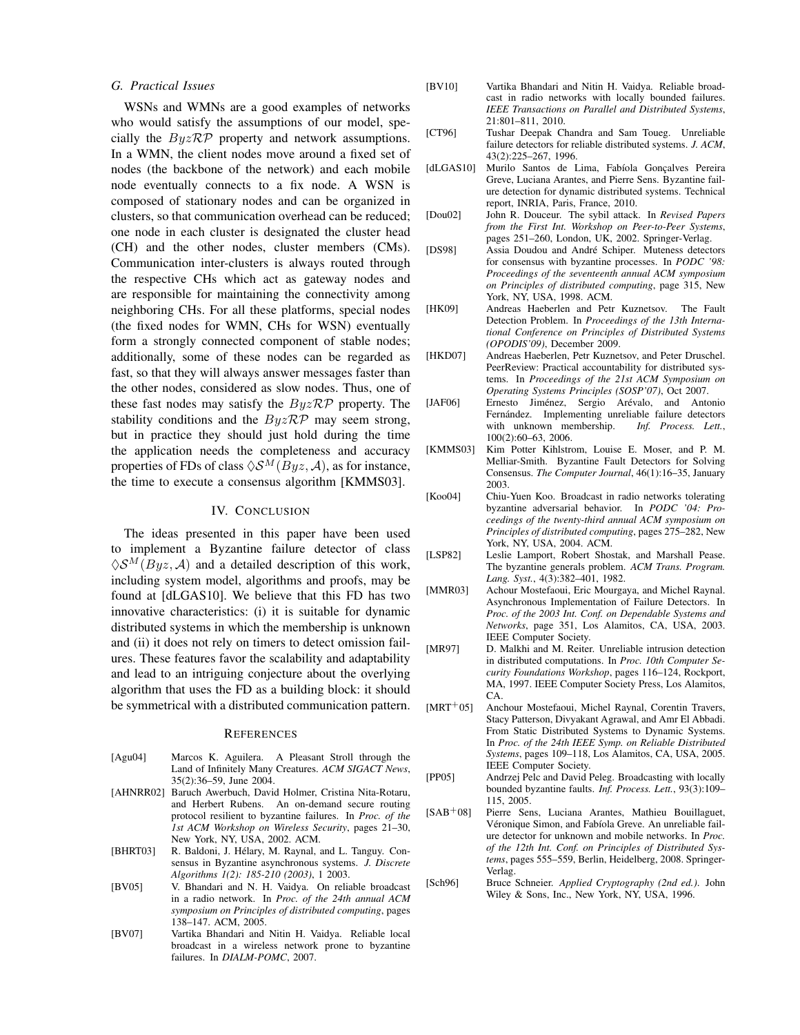### G. Practical Issues

WSNs and WMNs are a good examples of networks who would satisfy the assumptions of our model, specially the $Byz\mathcal{RP}$ property and network assumptions. In a WMN, the client nodes move around a fixed set of nodes (the backbone of the network) and each mobile node eventually connects to a fix node. A WSN is composed of stationary nodes and can be organized in clusters, so that communication overhead can be reduced; one node in each cluster is designated the cluster head (CH) and the other nodes, cluster members (CMs). Communication inter-clusters is always routed through the respective CHs which act as gateway nodes and are responsible for maintaining the connectivity among neighboring CHs. For all these platforms, special nodes (the fixed nodes for WMN, CHs for WSN) eventually form a strongly connected component of stable nodes; additionally, some of these nodes can be regarded as fast, so that they will always answer messages faster than the other nodes, considered as slow nodes. Thus, one of these fast nodes may satisfy the $Byz\mathcal{RP}$ property. The stability conditions and the $Byz\mathcal{RP}$ may seem strong, but in practice they should just hold during the time the application needs the completeness and accuracy properties of FDs of class $\Diamond\mathcal{S}^M(Byz, \mathcal{A})$, as for instance, the time to execute a consensus algorithm [KMMS03].

## IV. Conclusion

The ideas presented in this paper have been used to implement a Byzantine failure detector of class $\Diamond\mathcal{S}^M(Byz, \mathcal{A})$ and a detailed description of this work, including system model, algorithms and proofs, may be found at [dLGAS10]. We believe that this FD has two innovative characteristics: (i) it is suitable for dynamic distributed systems in which the membership is unknown and (ii) it does not rely on timers to detect omission failures. These features favor the scalability and adaptability and lead to an intriguing conjecture about the overlying algorithm that uses the FD as a building block: it should be symmetrical with a distributed communication pattern.

## References

[Agu04] Marcos K. Aguilera. A Pleasant Stroll through the Land of Infinitely Many Creatures. *ACM SIGACT News*, 35(2):36–59, June 2004.

[AHNRR02] Baruch Awerbuch, David Holmer, Cristina Nita-Rotaru, and Herbert Rubens. An on-demand secure routing protocol resilient to byzantine failures. In *Proc. of the 1st ACM Workshop on Wireless Security*, pages 21–30, New York, NY, USA, 2002. ACM.

[BHRT03] R. Baldoni, J. Hélary, M. Raynal, and L. Tanguy. Consensus in Byzantine asynchronous systems. *J. Discrete Algorithms 1(2): 185-210 (2003)*, 1 2003.

[BV05] V. Bhandari and N. H. Vaidya. On reliable broadcast in a radio network. In *Proc. of the 24th annual ACM symposium on Principles of distributed computing*, pages 138–147. ACM, 2005.

[BV07] Vartika Bhandari and Nitin H. Vaidya. Reliable local broadcast in a wireless network prone to byzantine failures. In *DIALM-POMC*, 2007.

[BV10] Vartika Bhandari and Nitin H. Vaidya. Reliable broadcast in radio networks with locally bounded failures. *IEEE Transactions on Parallel and Distributed Systems*, 21:801–811, 2010.

[CT96] Tushar Deepak Chandra and Sam Toueg. Unreliable failure detectors for reliable distributed systems. *J. ACM*, 43(2):225–267, 1996.

[dLGAS10] Murilo Santos de Lima, Fabíola Gonçalves Pereira Greve, Luciana Arantes, and Pierre Sens. Byzantine failure detection for dynamic distributed systems. Technical report, INRIA, Paris, France, 2010.

[Dou02] John R. Douceur. The sybil attack. In *Revised Papers from the First Int. Workshop on Peer-to-Peer Systems*, pages 251–260, London, UK, 2002. Springer-Verlag.

[DS98] Assia Doudou and André Schiper. Muteness detectors for consensus with byzantine processes. In *PODC '98: Proceedings of the seventeenth annual ACM symposium on Principles of distributed computing*, page 315, New York, NY, USA, 1998. ACM.

[HK09] Andreas Haeberlen and Petr Kuznetsov. The Fault Detection Problem. In *Proceedings of the 13th International Conference on Principles of Distributed Systems (OPODIS'09)*, December 2009.

[HKD07] Andreas Haeberlen, Petr Kuznetsov, and Peter Druschel. PeerReview: Practical accountability for distributed systems. In *Proceedings of the 21st ACM Symposium on Operating Systems Principles (SOSP'07)*, Oct 2007.

[JAF06] Ernesto Jiménez, Sergio Arévalo, and Antonio Fernández. Implementing unreliable failure detectors with unknown membership. *Inf. Process. Lett.*, 100(2):60–63, 2006.

[KMMS03] Kim Potter Kihlstrom, Louise E. Moser, and P. M. Melliar-Smith. Byzantine Fault Detectors for Solving Consensus. *The Computer Journal*, 46(1):16–35, January 2003.

[Koo04] Chiu-Yuen Koo. Broadcast in radio networks tolerating byzantine adversarial behavior. In *PODC '04: Proceedings of the twenty-third annual ACM symposium on Principles of distributed computing*, pages 275–282, New York, NY, USA, 2004. ACM.

[LSP82] Leslie Lamport, Robert Shostak, and Marshall Pease. The byzantine generals problem. *ACM Trans. Program. Lang. Syst.*, 4(3):382–401, 1982.

[MMR03] Achour Mostefaoui, Eric Mourgaya, and Michel Raynal. Asynchronous Implementation of Failure Detectors. In *Proc. of the 2003 Int. Conf. on Dependable Systems and Networks*, page 351, Los Alamitos, CA, USA, 2003. IEEE Computer Society.

[MR97] D. Malkhi and M. Reiter. Unreliable intrusion detection in distributed computations. In *Proc. 10th Computer Security Foundations Workshop*, pages 116–124, Rockport, MA, 1997. IEEE Computer Society Press, Los Alamitos, CA.

[MRT+05] Anchour Mostefaoui, Michel Raynal, Corentin Travers, Stacy Patterson, Divyakant Agrawal, and Amr El Abbadi. From Static Distributed Systems to Dynamic Systems. In *Proc. of the 24th IEEE Symp. on Reliable Distributed Systems*, pages 109–118, Los Alamitos, CA, USA, 2005. IEEE Computer Society.

[PP05] Andrzej Pelc and David Peleg. Broadcasting with locally bounded byzantine faults. *Inf. Process. Lett.*, 93(3):109–115, 2005.

[SAB+08] Pierre Sens, Luciana Arantes, Mathieu Bouillaguet, Véronique Simon, and Fabíola Greve. An unreliable failure detector for unknown and mobile networks. In *Proc. of the 12th Int. Conf. on Principles of Distributed Systems*, pages 555–559, Berlin, Heidelberg, 2008. Springer-Verlag.

[Sch96] Bruce Schneier. *Applied Cryptography (2nd ed.)*. John Wiley & Sons, Inc., New York, NY, USA, 1996.